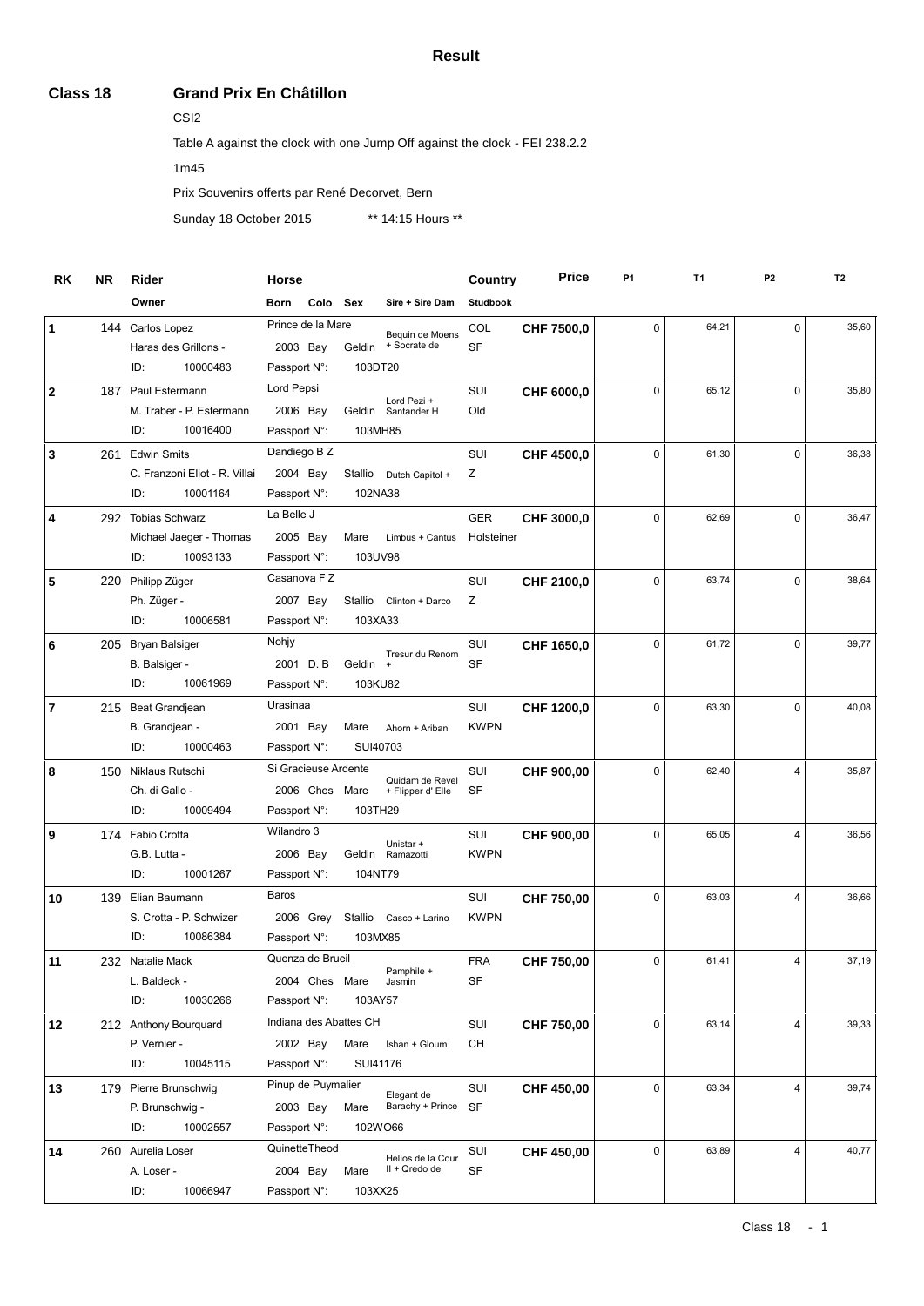# Result

## Class 18 — Grand Prix En Châtillon

CSI2

Table A against the clock with one Jump Off against the clock - FEI 238.2.2

1m45

Prix Souvenirs offerts par René Decorvet, Bern

Sunday 18 October 2015 ** 14:15 Hours **

| RK | NR | Rider / Owner / ID | Horse / Born / Colo / Sex / Passport N° | Sire + Sire Dam | Country / Studbook | Price | P1 | T1 | P2 | T2 |
|---|---|---|---|---|---|---|---|---|---|---|
| 1 | 144 | Carlos Lopez<br>Haras des Grillons -<br>ID: 10000483 | Prince de la Mare<br>2003 Bay Geldin<br>Passport N°: 103DT20 | Bequin de Moens + Socrate de | COL<br>SF | CHF 7500,0 | 0 | 64,21 | 0 | 35,60 |
| 2 | 187 | Paul Estermann<br>M. Traber - P. Estermann<br>ID: 10016400 | Lord Pepsi<br>2006 Bay Geldin<br>Passport N°: 103MH85 | Lord Pezi + Santander H | SUI<br>Old | CHF 6000,0 | 0 | 65,12 | 0 | 35,80 |
| 3 | 261 | Edwin Smits<br>C. Franzoni Eliot - R. Villai<br>ID: 10001164 | Dandiego B Z<br>2004 Bay Stallio<br>Passport N°: 102NA38 | Dutch Capitol + | SUI<br>Z | CHF 4500,0 | 0 | 61,30 | 0 | 36,38 |
| 4 | 292 | Tobias Schwarz<br>Michael Jaeger - Thomas<br>ID: 10093133 | La Belle J<br>2005 Bay Mare<br>Passport N°: 103UV98 | Limbus + Cantus | GER<br>Holsteiner | CHF 3000,0 | 0 | 62,69 | 0 | 36,47 |
| 5 | 220 | Philipp Züger<br>Ph. Züger -<br>ID: 10006581 | Casanova F Z<br>2007 Bay Stallio<br>Passport N°: 103XA33 | Clinton + Darco | SUI<br>Z | CHF 2100,0 | 0 | 63,74 | 0 | 38,64 |
| 6 | 205 | Bryan Balsiger<br>B. Balsiger -<br>ID: 10061969 | Nohjy<br>2001 D. B Geldin<br>Passport N°: 103KU82 | Tresur du Renom + | SUI<br>SF | CHF 1650,0 | 0 | 61,72 | 0 | 39,77 |
| 7 | 215 | Beat Grandjean<br>B. Grandjean -<br>ID: 10000463 | Urasinaa<br>2001 Bay Mare<br>Passport N°: SUI40703 | Ahorn + Ariban | SUI<br>KWPN | CHF 1200,0 | 0 | 63,30 | 0 | 40,08 |
| 8 | 150 | Niklaus Rutschi<br>Ch. di Gallo -<br>ID: 10009494 | Si Gracieuse Ardente<br>2006 Ches Mare<br>Passport N°: 103TH29 | Quidam de Revel + Flipper d' Elle | SUI<br>SF | CHF 900,00 | 0 | 62,40 | 4 | 35,87 |
| 9 | 174 | Fabio Crotta<br>G.B. Lutta -<br>ID: 10001267 | Wilandro 3<br>2006 Bay Geldin<br>Passport N°: 104NT79 | Unistar + Ramazotti | SUI<br>KWPN | CHF 900,00 | 0 | 65,05 | 4 | 36,56 |
| 10 | 139 | Elian Baumann<br>S. Crotta - P. Schwizer<br>ID: 10086384 | Baros<br>2006 Grey Stallio<br>Passport N°: 103MX85 | Casco + Larino | SUI<br>KWPN | CHF 750,00 | 0 | 63,03 | 4 | 36,66 |
| 11 | 232 | Natalie Mack<br>L. Baldeck -<br>ID: 10030266 | Quenza de Brueil<br>2004 Ches Mare<br>Passport N°: 103AY57 | Pamphile + Jasmin | FRA<br>SF | CHF 750,00 | 0 | 61,41 | 4 | 37,19 |
| 12 | 212 | Anthony Bourquard<br>P. Vernier -<br>ID: 10045115 | Indiana des Abattes CH<br>2002 Bay Mare<br>Passport N°: SUI41176 | Ishan + Gloum | SUI<br>CH | CHF 750,00 | 0 | 63,14 | 4 | 39,33 |
| 13 | 179 | Pierre Brunschwig<br>P. Brunschwig -<br>ID: 10002557 | Pinup de Puymalier<br>2003 Bay Mare<br>Passport N°: 102WO66 | Elegant de Barachy + Prince | SUI<br>SF | CHF 450,00 | 0 | 63,34 | 4 | 39,74 |
| 14 | 260 | Aurelia Loser<br>A. Loser -<br>ID: 10066947 | QuinetteTheod<br>2004 Bay Mare<br>Passport N°: 103XX25 | Helios de la Cour II + Qredo de | SUI<br>SF | CHF 450,00 | 0 | 63,89 | 4 | 40,77 |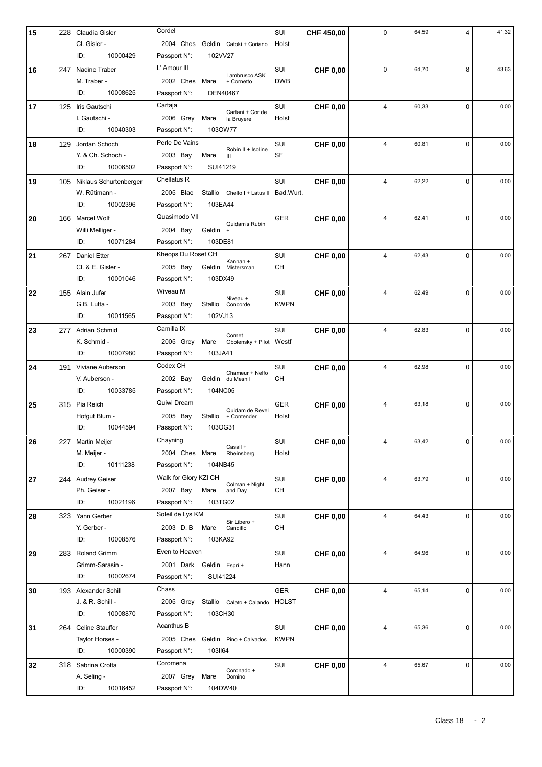| Rank | No. | Rider / Owner / ID | Horse / Details / Passport | Nation / Breed | Prize | Faults | Time | Faults | Time |
|---|---|---|---|---|---|---|---|---|---|
| 15 | 228 | Claudia Gisler<br>Cl. Gisler -<br>ID: 10000429 | Cordel<br>2004 Ches Geldin Catoki + Coriano<br>Passport N°: 102VV27 | SUI<br>Holst | CHF 450,00 | 0 | 64,59 | 4 | 41,32 |
| 16 | 247 | Nadine Traber<br>M. Traber -<br>ID: 10008625 | L' Amour III<br>2002 Ches Mare Lambrusco ASK + Cornetto<br>Passport N°: DEN40467 | SUI<br>DWB | CHF 0,00 | 0 | 64,70 | 8 | 43,63 |
| 17 | 125 | Iris Gautschi<br>I. Gautschi -<br>ID: 10040303 | Cartaja<br>2006 Grey Mare Cartani + Cor de la Bruyere<br>Passport N°: 103OW77 | SUI<br>Holst | CHF 0,00 | 4 | 60,33 | 0 | 0,00 |
| 18 | 129 | Jordan Schoch<br>Y. & Ch. Schoch -<br>ID: 10006502 | Perle De Vains<br>2003 Bay Mare Robin II + Isoline III<br>Passport N°: SUI41219 | SUI<br>SF | CHF 0,00 | 4 | 60,81 | 0 | 0,00 |
| 19 | 105 | Niklaus Schurtenberger<br>W. Rütimann -<br>ID: 10002396 | Chellatus R<br>2005 Blac Stallio Chello I + Latus II<br>Passport N°: 103EA44 | SUI<br>Bad.Wurt. | CHF 0,00 | 4 | 62,22 | 0 | 0,00 |
| 20 | 166 | Marcel Wolf<br>Willi Melliger -<br>ID: 10071284 | Quasimodo VII<br>2004 Bay Geldin Quidam's Rubin +<br>Passport N°: 103DE81 | GER | CHF 0,00 | 4 | 62,41 | 0 | 0,00 |
| 21 | 267 | Daniel Etter<br>Cl. & E. Gisler -<br>ID: 10001046 | Kheops Du Roset CH<br>2005 Bay Geldin Kannan + Mistersman<br>Passport N°: 103DX49 | SUI<br>CH | CHF 0,00 | 4 | 62,43 | 0 | 0,00 |
| 22 | 155 | Alain Jufer<br>G.B. Lutta -<br>ID: 10011565 | Wiveau M<br>2003 Bay Stallio Niveau + Concorde<br>Passport N°: 102VJ13 | SUI<br>KWPN | CHF 0,00 | 4 | 62,49 | 0 | 0,00 |
| 23 | 277 | Adrian Schmid<br>K. Schmid -<br>ID: 10007980 | Camilla IX<br>2005 Grey Mare Cornet Obolensky + Pilot<br>Passport N°: 103JA41 | SUI<br>Westf | CHF 0,00 | 4 | 62,83 | 0 | 0,00 |
| 24 | 191 | Viviane Auberson<br>V. Auberson -<br>ID: 10033785 | Codex CH<br>2002 Bay Geldin Chameur + Nelfo du Mesnil<br>Passport N°: 104NC05 | SUI<br>CH | CHF 0,00 | 4 | 62,98 | 0 | 0,00 |
| 25 | 315 | Pia Reich<br>Hofgut Blum -<br>ID: 10044594 | Quiwi Dream<br>2005 Bay Stallio Quidam de Revel + Contender<br>Passport N°: 103OG31 | GER<br>Holst | CHF 0,00 | 4 | 63,18 | 0 | 0,00 |
| 26 | 227 | Martin Meijer<br>M. Meijer -<br>ID: 10111238 | Chayning<br>2004 Ches Mare Casall + Rheinsberg<br>Passport N°: 104NB45 | SUI<br>Holst | CHF 0,00 | 4 | 63,42 | 0 | 0,00 |
| 27 | 244 | Audrey Geiser<br>Ph. Geiser -<br>ID: 10021196 | Walk for Glory KZI CH<br>2007 Bay Mare Colman + Night and Day<br>Passport N°: 103TG02 | SUI<br>CH | CHF 0,00 | 4 | 63,79 | 0 | 0,00 |
| 28 | 323 | Yann Gerber<br>Y. Gerber -<br>ID: 10008576 | Soleil de Lys KM<br>2003 D. B Mare Sir Libero + Candillo<br>Passport N°: 103KA92 | SUI<br>CH | CHF 0,00 | 4 | 64,43 | 0 | 0,00 |
| 29 | 283 | Roland Grimm<br>Grimm-Sarasin -<br>ID: 10002674 | Even to Heaven<br>2001 Dark Geldin Espri +<br>Passport N°: SUI41224 | SUI<br>Hann | CHF 0,00 | 4 | 64,96 | 0 | 0,00 |
| 30 | 193 | Alexander Schill<br>J. & R. Schill -<br>ID: 10008870 | Chass<br>2005 Grey Stallio Calato + Calando<br>Passport N°: 103CH30 | GER<br>HOLST | CHF 0,00 | 4 | 65,14 | 0 | 0,00 |
| 31 | 264 | Celine Stauffer<br>Taylor Horses -<br>ID: 10000390 | Acanthus B<br>2005 Ches Geldin Pino + Calvados<br>Passport N°: 103II64 | SUI<br>KWPN | CHF 0,00 | 4 | 65,36 | 0 | 0,00 |
| 32 | 318 | Sabrina Crotta<br>A. Seling -<br>ID: 10016452 | Coromena<br>2007 Grey Mare Coronado + Domino<br>Passport N°: 104DW40 | SUI | CHF 0,00 | 4 | 65,67 | 0 | 0,00 |

Class 18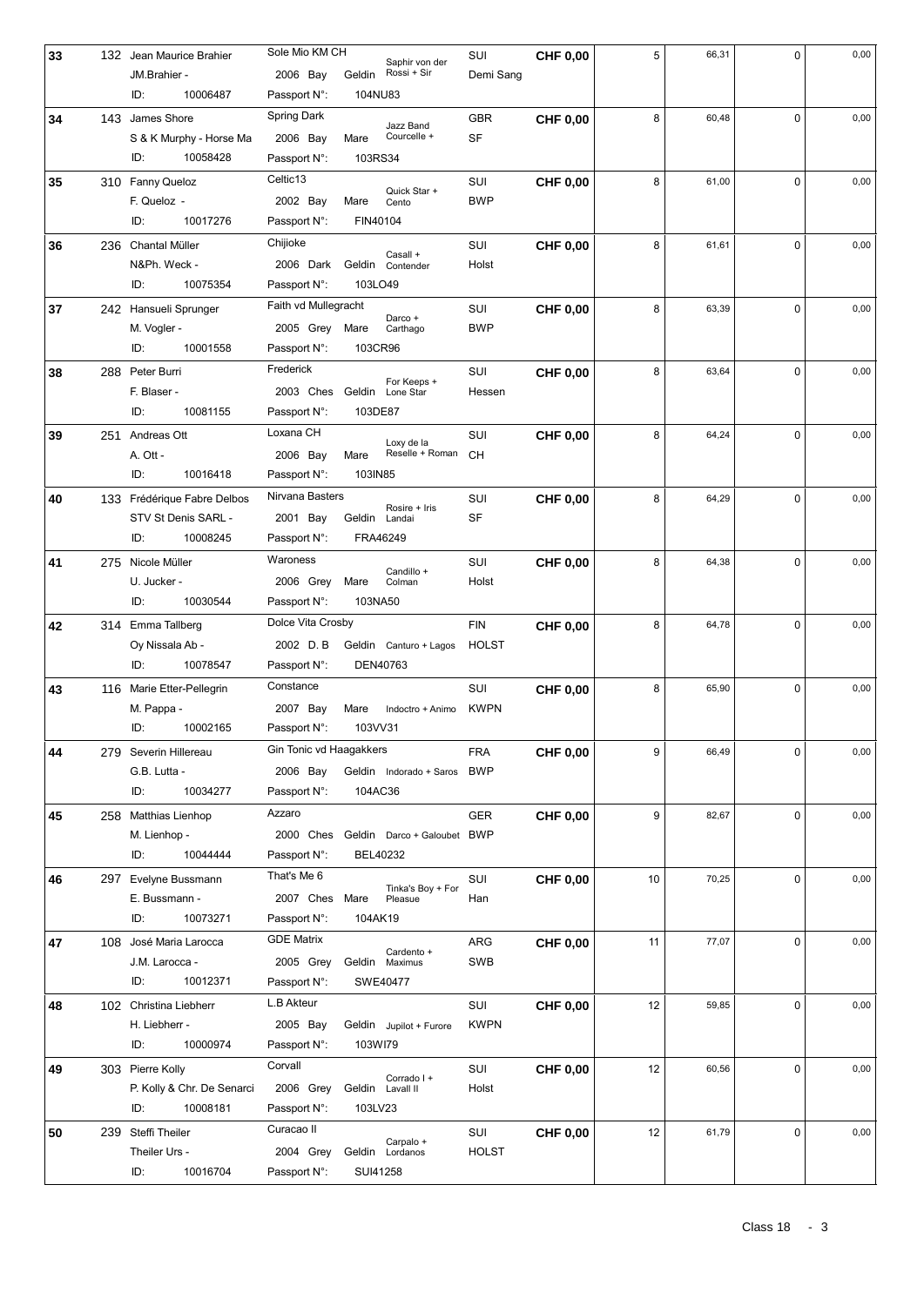| Rank | No. | Rider / Owner / ID | Horse / Year / Colour / Sex / Passport | Sire + Dam Sire | Nat. / Breed | Prize | Faults | Time | Faults | Time |
|---|---|---|---|---|---|---|---|---|---|---|
| 33 | 132 | Jean Maurice Brahier<br>JM.Brahier -<br>ID: 10006487 | Sole Mio KM CH<br>2006 Bay Geldin<br>Passport N°: 104NU83 | Saphir von der Rossi + Sir | SUI<br>Demi Sang | CHF 0,00 | 5 | 66,31 | 0 | 0,00 |
| 34 | 143 | James Shore<br>S & K Murphy - Horse Ma<br>ID: 10058428 | Spring Dark<br>2006 Bay Mare<br>Passport N°: 103RS34 | Jazz Band Courcelle + | GBR<br>SF | CHF 0,00 | 8 | 60,48 | 0 | 0,00 |
| 35 | 310 | Fanny Queloz<br>F. Queloz -<br>ID: 10017276 | Celtic13<br>2002 Bay Mare<br>Passport N°: FIN40104 | Quick Star + Cento | SUI<br>BWP | CHF 0,00 | 8 | 61,00 | 0 | 0,00 |
| 36 | 236 | Chantal Müller<br>N&Ph. Weck -<br>ID: 10075354 | Chijioke<br>2006 Dark Geldin<br>Passport N°: 103LO49 | Casall + Contender | SUI<br>Holst | CHF 0,00 | 8 | 61,61 | 0 | 0,00 |
| 37 | 242 | Hansueli Sprunger<br>M. Vogler -<br>ID: 10001558 | Faith vd Mullegracht<br>2005 Grey Mare<br>Passport N°: 103CR96 | Darco + Carthago | SUI<br>BWP | CHF 0,00 | 8 | 63,39 | 0 | 0,00 |
| 38 | 288 | Peter Burri<br>F. Blaser -<br>ID: 10081155 | Frederick<br>2003 Ches Geldin<br>Passport N°: 103DE87 | For Keeps + Lone Star | SUI<br>Hessen | CHF 0,00 | 8 | 63,64 | 0 | 0,00 |
| 39 | 251 | Andreas Ott<br>A. Ott -<br>ID: 10016418 | Loxana CH<br>2006 Bay Mare<br>Passport N°: 103IN85 | Loxy de la Reselle + Roman | SUI<br>CH | CHF 0,00 | 8 | 64,24 | 0 | 0,00 |
| 40 | 133 | Frédérique Fabre Delbos<br>STV St Denis SARL -<br>ID: 10008245 | Nirvana Basters<br>2001 Bay Geldin<br>Passport N°: FRA46249 | Rosire + Iris Landai | SUI<br>SF | CHF 0,00 | 8 | 64,29 | 0 | 0,00 |
| 41 | 275 | Nicole Müller<br>U. Jucker -<br>ID: 10030544 | Waroness<br>2006 Grey Mare<br>Passport N°: 103NA50 | Candillo + Colman | SUI<br>Holst | CHF 0,00 | 8 | 64,38 | 0 | 0,00 |
| 42 | 314 | Emma Tallberg<br>Oy Nissala Ab -<br>ID: 10078547 | Dolce Vita Crosby<br>2002 D. B Geldin<br>Passport N°: DEN40763 | Canturo + Lagos | FIN<br>HOLST | CHF 0,00 | 8 | 64,78 | 0 | 0,00 |
| 43 | 116 | Marie Etter-Pellegrin<br>M. Pappa -<br>ID: 10002165 | Constance<br>2007 Bay Mare<br>Passport N°: 103VV31 | Indoctro + Animo | SUI<br>KWPN | CHF 0,00 | 8 | 65,90 | 0 | 0,00 |
| 44 | 279 | Severin Hillereau<br>G.B. Lutta -<br>ID: 10034277 | Gin Tonic vd Haagakkers<br>2006 Bay Geldin<br>Passport N°: 104AC36 | Indorado + Saros | FRA<br>BWP | CHF 0,00 | 9 | 66,49 | 0 | 0,00 |
| 45 | 258 | Matthias Lienhop<br>M. Lienhop -<br>ID: 10044444 | Azzaro<br>2000 Ches Geldin<br>Passport N°: BEL40232 | Darco + Galoubet | GER<br>BWP | CHF 0,00 | 9 | 82,67 | 0 | 0,00 |
| 46 | 297 | Evelyne Bussmann<br>E. Bussmann -<br>ID: 10073271 | That's Me 6<br>2007 Ches Mare<br>Passport N°: 104AK19 | Tinka's Boy + For Pleasue | SUI<br>Han | CHF 0,00 | 10 | 70,25 | 0 | 0,00 |
| 47 | 108 | José Maria Larocca<br>J.M. Larocca -<br>ID: 10012371 | GDE Matrix<br>2005 Grey Geldin<br>Passport N°: SWE40477 | Cardento + Maximus | ARG<br>SWB | CHF 0,00 | 11 | 77,07 | 0 | 0,00 |
| 48 | 102 | Christina Liebherr<br>H. Liebherr -<br>ID: 10000974 | L.B Akteur<br>2005 Bay Geldin<br>Passport N°: 103WI79 | Jupilot + Furore | SUI<br>KWPN | CHF 0,00 | 12 | 59,85 | 0 | 0,00 |
| 49 | 303 | Pierre Kolly<br>P. Kolly & Chr. De Senarci<br>ID: 10008181 | Corvall<br>2006 Grey Geldin<br>Passport N°: 103LV23 | Corrado I + Lavall II | SUI<br>Holst | CHF 0,00 | 12 | 60,56 | 0 | 0,00 |
| 50 | 239 | Steffi Theiler<br>Theiler Urs -<br>ID: 10016704 | Curacao II<br>2004 Grey Geldin<br>Passport N°: SUI41258 | Carpalo + Lordanos | SUI<br>HOLST | CHF 0,00 | 12 | 61,79 | 0 | 0,00 |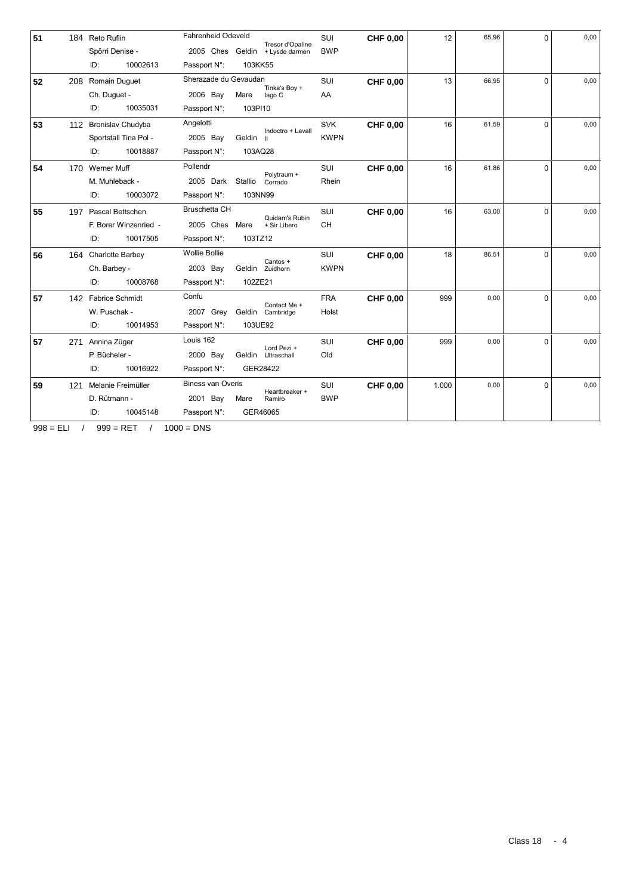| | | | | | | | | | | | |
|---|---|---|---|---|---|---|---|---|---|---|---|
| **51** | 184 | Reto Ruflin<br>Spörri Denise -<br>ID: 10002613 | Fahrenheid Odeveld<br>2005 Ches Geldin<br>Passport N°: 103KK55 | Tresor d'Opaline + Lysde darmen | SUI<br>BWP | **CHF 0,00** | 12 | 65,96 | 0 | 0,00 |
| **52** | 208 | Romain Duguet<br>Ch. Duguet -<br>ID: 10035031 | Sherazade du Gevaudan<br>2006 Bay Mare<br>Passport N°: 103PI10 | Tinka's Boy + Iago C | SUI<br>AA | **CHF 0,00** | 13 | 66,95 | 0 | 0,00 |
| **53** | 112 | Bronislav Chudyba<br>Sportstall Tina Pol -<br>ID: 10018887 | Angelotti<br>2005 Bay Geldin<br>Passport N°: 103AQ28 | Indoctro + Lavall II | SVK<br>KWPN | **CHF 0,00** | 16 | 61,59 | 0 | 0,00 |
| **54** | 170 | Werner Muff<br>M. Muhleback -<br>ID: 10003072 | Pollendr<br>2005 Dark Stallio<br>Passport N°: 103NN99 | Polytraum + Corrado | SUI<br>Rhein | **CHF 0,00** | 16 | 61,86 | 0 | 0,00 |
| **55** | 197 | Pascal Bettschen<br>F. Borer Winzenried -<br>ID: 10017505 | Bruschetta CH<br>2005 Ches Mare<br>Passport N°: 103TZ12 | Quidam's Rubin + Sir Libero | SUI<br>CH | **CHF 0,00** | 16 | 63,00 | 0 | 0,00 |
| **56** | 164 | Charlotte Barbey<br>Ch. Barbey -<br>ID: 10008768 | Wollie Bollie<br>2003 Bay Geldin<br>Passport N°: 102ZE21 | Cantos + Zuidhorn | SUI<br>KWPN | **CHF 0,00** | 18 | 86,51 | 0 | 0,00 |
| **57** | 142 | Fabrice Schmidt<br>W. Puschak -<br>ID: 10014953 | Confu<br>2007 Grey Geldin<br>Passport N°: 103UE92 | Contact Me + Cambridge | FRA<br>Holst | **CHF 0,00** | 999 | 0,00 | 0 | 0,00 |
| **57** | 271 | Annina Züger<br>P. Bücheler -<br>ID: 10016922 | Louis 162<br>2000 Bay Geldin<br>Passport N°: GER28422 | Lord Pezi + Ultraschall | SUI<br>Old | **CHF 0,00** | 999 | 0,00 | 0 | 0,00 |
| **59** | 121 | Melanie Freimüller<br>D. Rütmann -<br>ID: 10045148 | Biness van Overis<br>2001 Bay Mare<br>Passport N°: GER46065 | Heartbreaker + Ramiro | SUI<br>BWP | **CHF 0,00** | 1.000 | 0,00 | 0 | 0,00 |

998 = ELI / 999 = RET / 1000 = DNS

Class 18